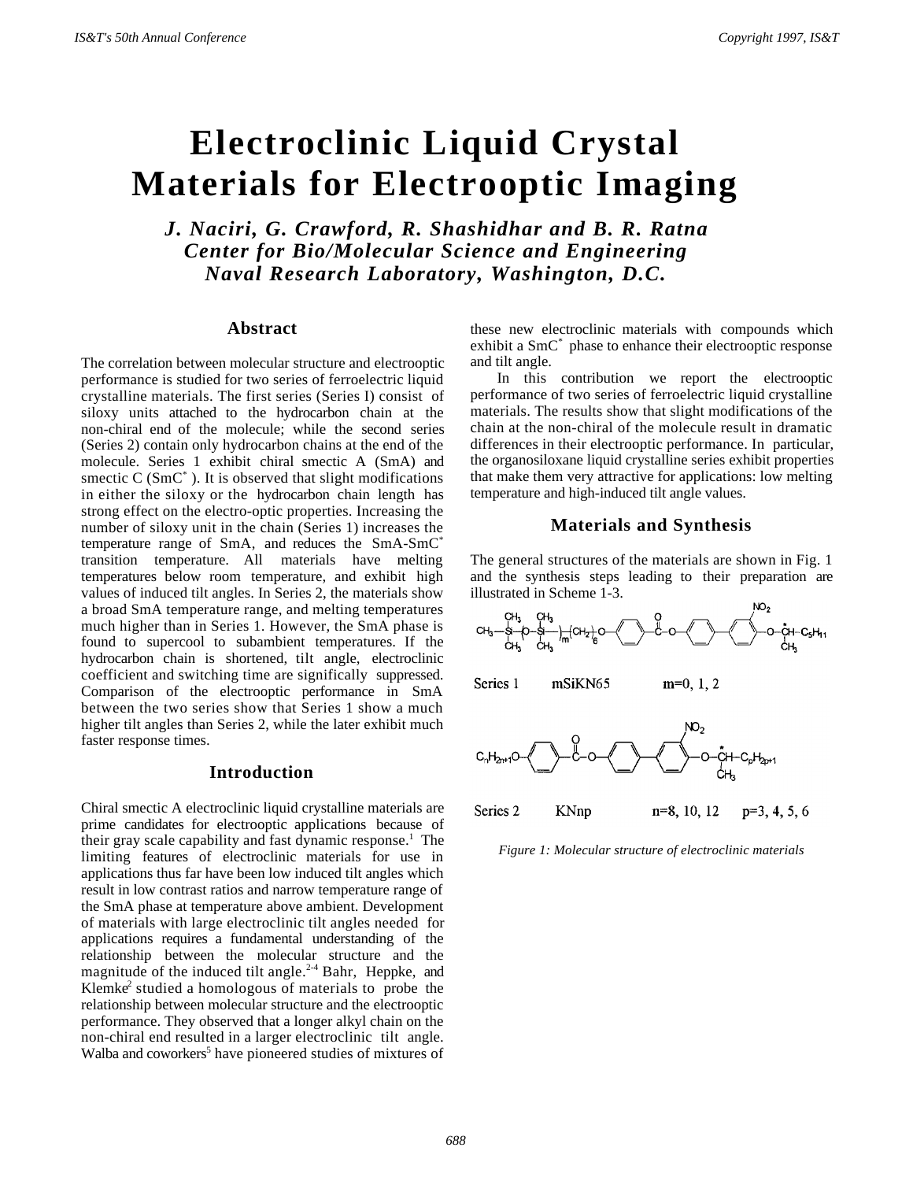# Electroclinic Liquid Crystal Materials for Electrooptic Imaging

***J. Naciri, G. Crawford, R. Shashidhar and B. R. Ratna***
***Center for Bio/Molecular Science and Engineering***
***Naval Research Laboratory, Washington, D.C.***

## Abstract

The correlation between molecular structure and electrooptic performance is studied for two series of ferroelectric liquid crystalline materials. The first series (Series I) consist of siloxy units attached to the hydrocarbon chain at the non-chiral end of the molecule; while the second series (Series 2) contain only hydrocarbon chains at the end of the molecule. Series 1 exhibit chiral smectic A (SmA) and smectic C (SmC* ). It is observed that slight modifications in either the siloxy or the hydrocarbon chain length has strong effect on the electro-optic properties. Increasing the number of siloxy unit in the chain (Series 1) increases the temperature range of SmA, and reduces the SmA-SmC* transition temperature. All materials have melting temperatures below room temperature, and exhibit high values of induced tilt angles. In Series 2, the materials show a broad SmA temperature range, and melting temperatures much higher than in Series 1. However, the SmA phase is found to supercool to subambient temperatures. If the hydrocarbon chain is shortened, tilt angle, electroclinic coefficient and switching time are significally suppressed. Comparison of the electrooptic performance in SmA between the two series show that Series 1 show a much higher tilt angles than Series 2, while the later exhibit much faster response times.

## Introduction

Chiral smectic A electroclinic liquid crystalline materials are prime candidates for electrooptic applications because of their gray scale capability and fast dynamic response.[1] The limiting features of electroclinic materials for use in applications thus far have been low induced tilt angles which result in low contrast ratios and narrow temperature range of the SmA phase at temperature above ambient. Development of materials with large electroclinic tilt angles needed for applications requires a fundamental understanding of the relationship between the molecular structure and the magnitude of the induced tilt angle.[2-4] Bahr, Heppke, and Klemke[2] studied a homologous of materials to probe the relationship between molecular structure and the electrooptic performance. They observed that a longer alkyl chain on the non-chiral end resulted in a larger electroclinic tilt angle. Walba and coworkers[5] have pioneered studies of mixtures of these new electroclinic materials with compounds which exhibit a SmC* phase to enhance their electrooptic response and tilt angle.

In this contribution we report the electrooptic performance of two series of ferroelectric liquid crystalline materials. The results show that slight modifications of the chain at the non-chiral of the molecule result in dramatic differences in their electrooptic performance. In particular, the organosiloxane liquid crystalline series exhibit properties that make them very attractive for applications: low melting temperature and high-induced tilt angle values.

## Materials and Synthesis

The general structures of the materials are shown in Fig. 1 and the synthesis steps leading to their preparation are illustrated in Scheme 1-3.

Series 1 mSiKN65 m=0, 1, 2

Series 2 KNnp n=8, 10, 12 p=3, 4, 5, 6

*Figure 1: Molecular structure of electroclinic materials*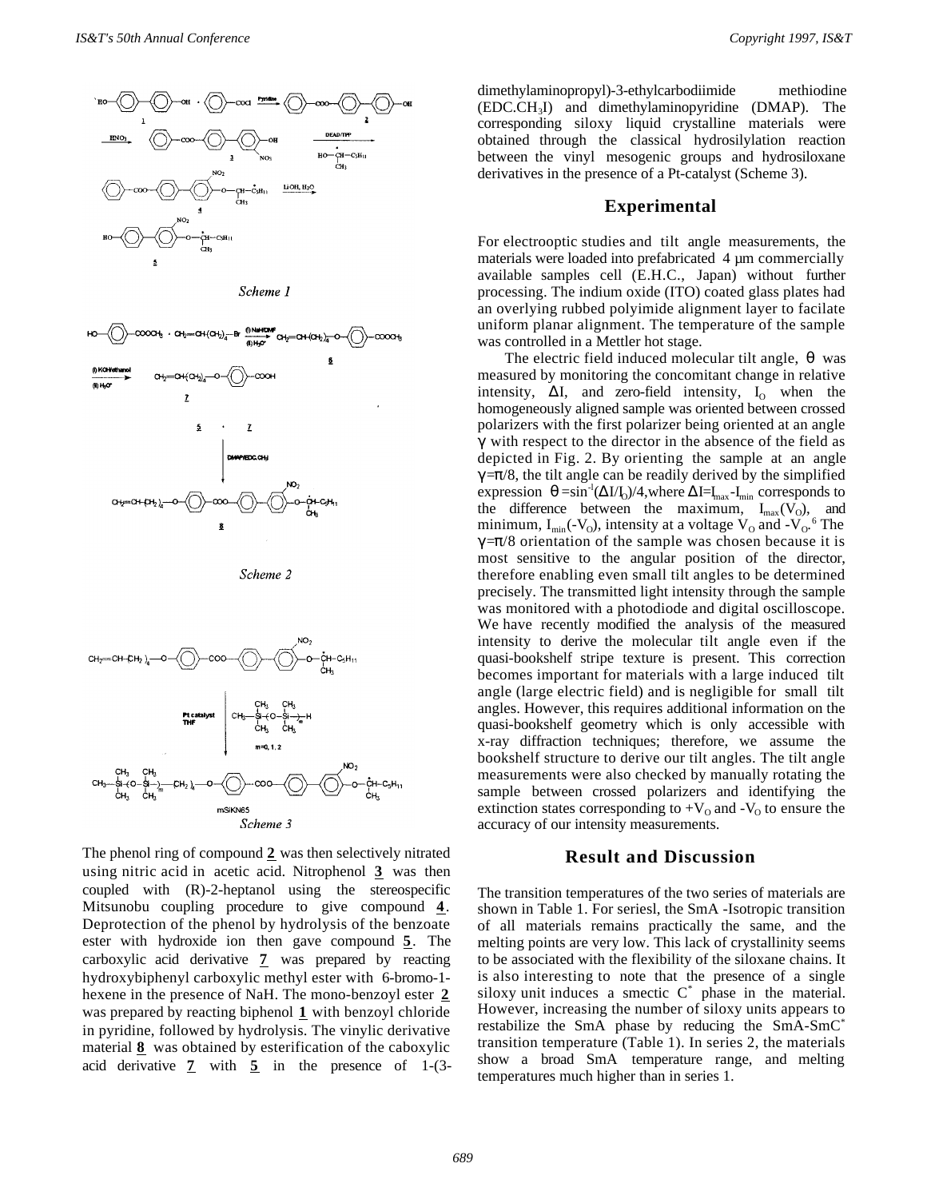Scheme 1

Scheme 2

Scheme 3

The phenol ring of compound **2** was then selectively nitrated using nitric acid in acetic acid. Nitrophenol **3** was then coupled with (R)-2-heptanol using the stereospecific Mitsunobu coupling procedure to give compound **4**. Deprotection of the phenol by hydrolysis of the benzoate ester with hydroxide ion then gave compound **5**. The carboxylic acid derivative **7** was prepared by reacting hydroxybiphenyl carboxylic methyl ester with 6-bromo-1-hexene in the presence of NaH. The mono-benzoyl ester **2** was prepared by reacting biphenol **1** with benzoyl chloride in pyridine, followed by hydrolysis. The vinylic derivative material **8** was obtained by esterification of the caboxylic acid derivative **7** with **5** in the presence of 1-(3-dimethylaminopropyl)-3-ethylcarbodiimide methiodine (EDC.$CH_3I$) and dimethylaminopyridine (DMAP). The corresponding siloxy liquid crystalline materials were obtained through the classical hydrosilylation reaction between the vinyl mesogenic groups and hydrosiloxane derivatives in the presence of a Pt-catalyst (Scheme 3).

## Experimental

For electrooptic studies and tilt angle measurements, the materials were loaded into prefabricated 4 µm commercially available samples cell (E.H.C., Japan) without further processing. The indium oxide (ITO) coated glass plates had an overlying rubbed polyimide alignment layer to facilate uniform planar alignment. The temperature of the sample was controlled in a Mettler hot stage.

The electric field induced molecular tilt angle, $\theta$ was measured by monitoring the concomitant change in relative intensity, $\Delta I$, and zero-field intensity, $I_O$ when the homogeneously aligned sample was oriented between crossed polarizers with the first polarizer being oriented at an angle $\gamma$ with respect to the director in the absence of the field as depicted in Fig. 2. By orienting the sample at an angle $\gamma=\pi/8$, the tilt angle can be readily derived by the simplified expression $\theta = \sin^{-1}(\Delta I/I_O)/4$, where $\Delta I = I_{max} - I_{min}$ corresponds to the difference between the maximum, $I_{max}(V_O)$, and minimum, $I_{min}(-V_O)$, intensity at a voltage $V_O$ and $-V_O$.[6] The $\gamma=\pi/8$ orientation of the sample was chosen because it is most sensitive to the angular position of the director, therefore enabling even small tilt angles to be determined precisely. The transmitted light intensity through the sample was monitored with a photodiode and digital oscilloscope. We have recently modified the analysis of the measured intensity to derive the molecular tilt angle even if the quasi-bookshelf stripe texture is present. This correction becomes important for materials with a large induced tilt angle (large electric field) and is negligible for small tilt angles. However, this requires additional information on the quasi-bookshelf geometry which is only accessible with x-ray diffraction techniques; therefore, we assume the bookshelf structure to derive our tilt angles. The tilt angle measurements were also checked by manually rotating the sample between crossed polarizers and identifying the extinction states corresponding to $+V_O$ and $-V_O$ to ensure the accuracy of our intensity measurements.

## Result and Discussion

The transition temperatures of the two series of materials are shown in Table 1. For seriesl, the SmA -Isotropic transition of all materials remains practically the same, and the melting points are very low. This lack of crystallinity seems to be associated with the flexibility of the siloxane chains. It is also interesting to note that the presence of a single siloxy unit induces a smectic C$^*$ phase in the material. However, increasing the number of siloxy units appears to restabilize the SmA phase by reducing the SmA-SmC$^*$ transition temperature (Table 1). In series 2, the materials show a broad SmA temperature range, and melting temperatures much higher than in series 1.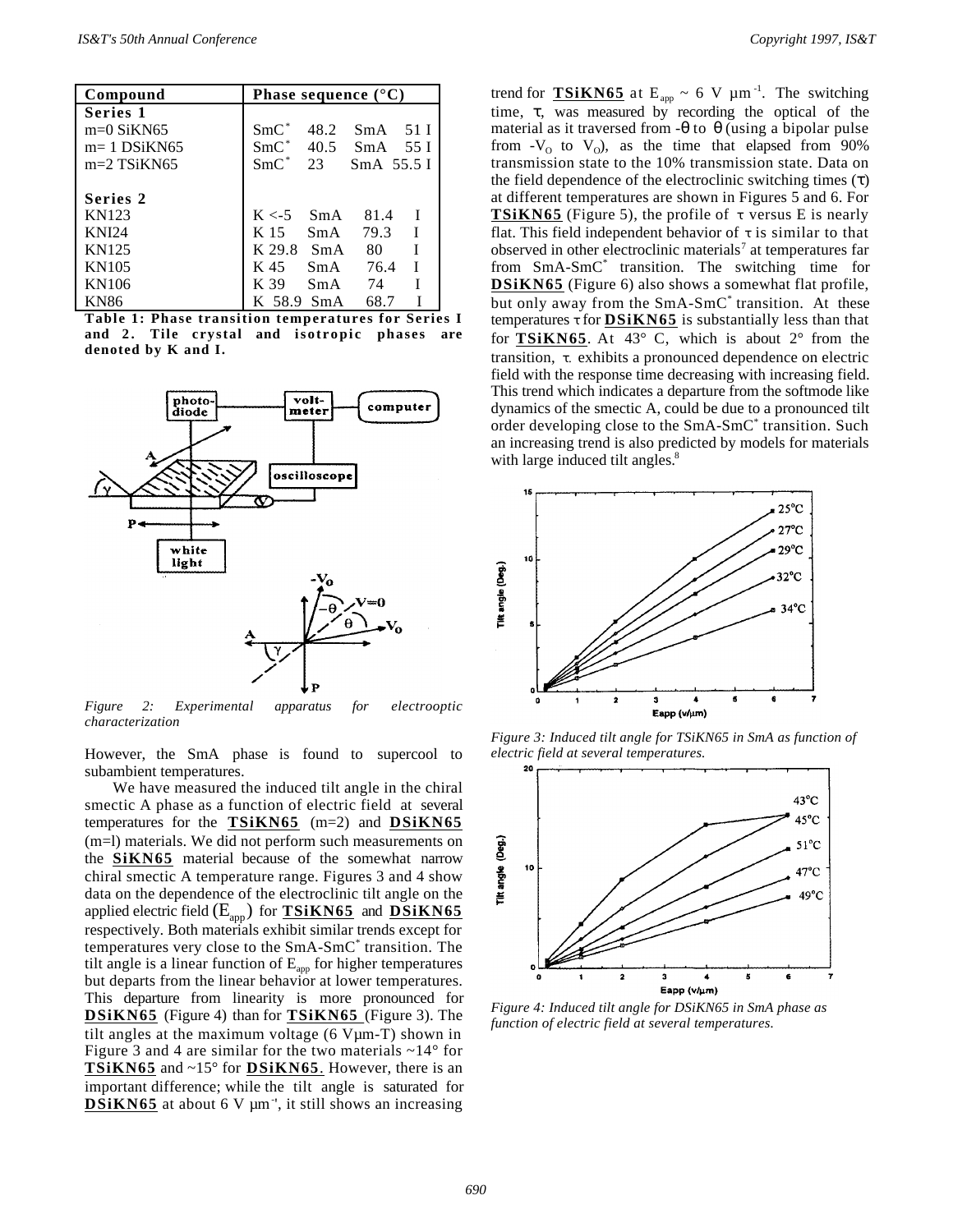| Compound | Phase sequence (°C) |
|---|---|
| **Series 1** | |
| m=0 SiKN65 | $SmC^*$ 48.2 SmA 51 I |
| m= 1 DSiKN65 | $SmC^*$ 40.5 SmA 55 I |
| m=2 TSiKN65 | $SmC^*$ 23 SmA 55.5 I |
| **Series 2** | |
| KN123 | K <-5 SmA 81.4 I |
| KNI24 | K 15 SmA 79.3 I |
| KN125 | K 29.8 SmA 80 I |
| KN105 | K 45 SmA 76.4 I |
| KN106 | K 39 SmA 74 I |
| KN86 | K 58.9 SmA 68.7 I |

**Table 1: Phase transition temperatures for Series I and 2. Tile crystal and isotropic phases are denoted by K and I.**

*Figure 2: Experimental apparatus for electrooptic characterization*

However, the SmA phase is found to supercool to subambient temperatures.

We have measured the induced tilt angle in the chiral smectic A phase as a function of electric field at several temperatures for the **TSiKN65** (m=2) and **DSiKN65** (m=l) materials. We did not perform such measurements on the **SiKN65** material because of the somewhat narrow chiral smectic A temperature range. Figures 3 and 4 show data on the dependence of the electroclinic tilt angle on the applied electric field ($E_{app}$) for **TSiKN65** and **DSiKN65** respectively. Both materials exhibit similar trends except for temperatures very close to the $SmA\text{-}SmC^*$ transition. The tilt angle is a linear function of $E_{app}$ for higher temperatures but departs from the linear behavior at lower temperatures. This departure from linearity is more pronounced for **DSiKN65** (Figure 4) than for **TSiKN65** (Figure 3). The tilt angles at the maximum voltage (6 Vμm-T) shown in Figure 3 and 4 are similar for the two materials ~14° for **TSiKN65** and ~15° for **DSiKN65**. However, there is an important difference; while the tilt angle is saturated for **DSiKN65** at about 6 V μm⁻¹, it still shows an increasing trend for **TSiKN65** at $E_{app}$ ~ 6 V $\mu m^{-1}$. The switching time, τ, was measured by recording the optical of the material as it traversed from -θ to θ (using a bipolar pulse from $-V_O$ to $V_O$), as the time that elapsed from 90% transmission state to the 10% transmission state. Data on the field dependence of the electroclinic switching times (τ) at different temperatures are shown in Figures 5 and 6. For **TSiKN65** (Figure 5), the profile of τ versus E is nearly flat. This field independent behavior of τ is similar to that observed in other electroclinic materials[7] at temperatures far from $SmA\text{-}SmC^*$ transition. The switching time for **DSiKN65** (Figure 6) also shows a somewhat flat profile, but only away from the $SmA\text{-}SmC^*$ transition. At these temperatures τ for **DSiKN65** is substantially less than that for **TSiKN65**. At 43° C, which is about 2° from the transition, τ. exhibits a pronounced dependence on electric field with the response time decreasing with increasing field. This trend which indicates a departure from the softmode like dynamics of the smectic A, could be due to a pronounced tilt order developing close to the $SmA\text{-}SmC^*$ transition. Such an increasing trend is also predicted by models for materials with large induced tilt angles.[8]

*Figure 3: Induced tilt angle for TSiKN65 in SmA as function of electric field at several temperatures.*

*Figure 4: Induced tilt angle for DSiKN65 in SmA phase as function of electric field at several temperatures.*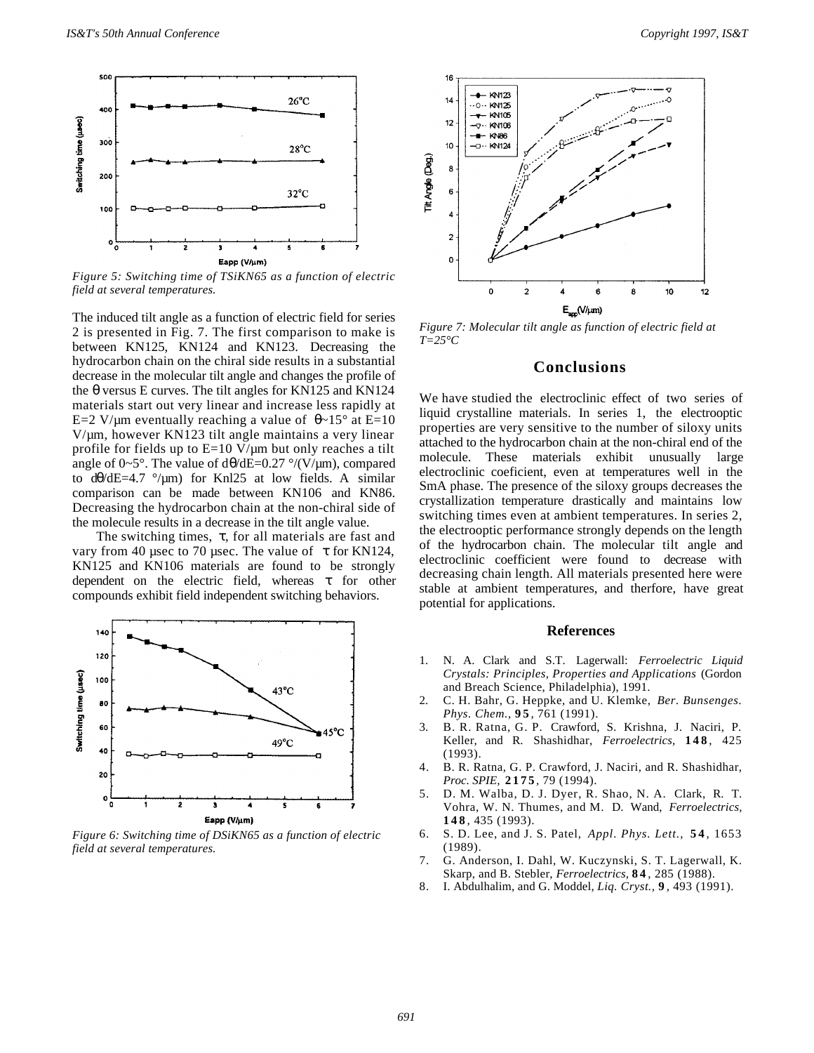500

400

300

200

100

0

Switching time (μsec)

26°C

28°C

32°C

0 1 2 3 4 5 6 7

Eapp (V/μm)

*Figure 5: Switching time of TSiKN65 as a function of electric field at several temperatures.*

The induced tilt angle as a function of electric field for series 2 is presented in Fig. 7. The first comparison to make is between KN125, KN124 and KN123. Decreasing the hydrocarbon chain on the chiral side results in a substantial decrease in the molecular tilt angle and changes the profile of the θ versus E curves. The tilt angles for KN125 and KN124 materials start out very linear and increase less rapidly at E=2 V/μm eventually reaching a value of θ~15° at E=10 V/μm, however KN123 tilt angle maintains a very linear profile for fields up to E=10 V/μm but only reaches a tilt angle of 0~5°. The value of dθ/dE=0.27 °/(V/μm), compared to dθ/dE=4.7 °/μm) for Knl25 at low fields. A similar comparison can be made between KN106 and KN86. Decreasing the hydrocarbon chain at the non-chiral side of the molecule results in a decrease in the tilt angle value.

The switching times, τ, for all materials are fast and vary from 40 μsec to 70 μsec. The value of τ for KN124, KN125 and KN106 materials are found to be strongly dependent on the electric field, whereas τ for other compounds exhibit field independent switching behaviors.

140

120

100

80

60

40

20

0

Switching time (μsec)

43°C

45°C

49°C

0 1 2 3 4 5 6 7

Eapp (V/μm)

*Figure 6: Switching time of DSiKN65 as a function of electric field at several temperatures.*

16

14

12

10

8

6

4

2

0

Tilt Angle (Deg.)

KN123

KN125

KN105

KN106

KN86

KN124

0 2 4 6 8 10 12

$E_{app}$(V/μm)

*Figure 7: Molecular tilt angle as function of electric field at T=25°C*

## Conclusions

We have studied the electroclinic effect of two series of liquid crystalline materials. In series 1, the electrooptic properties are very sensitive to the number of siloxy units attached to the hydrocarbon chain at the non-chiral end of the molecule. These materials exhibit unusually large electroclinic coeficient, even at temperatures well in the SmA phase. The presence of the siloxy groups decreases the crystallization temperature drastically and maintains low switching times even at ambient temperatures. In series 2, the electrooptic performance strongly depends on the length of the hydrocarbon chain. The molecular tilt angle and electroclinic coefficient were found to decrease with decreasing chain length. All materials presented here were stable at ambient temperatures, and therfore, have great potential for applications.

### References

1. N. A. Clark and S.T. Lagerwall: *Ferroelectric Liquid Crystals: Principles, Properties and Applications* (Gordon and Breach Science, Philadelphia), 1991.
2. C. H. Bahr, G. Heppke, and U. Klemke, *Ber. Bunsenges. Phys. Chem.*, **95**, 761 (1991).
3. B. R. Ratna, G. P. Crawford, S. Krishna, J. Naciri, P. Keller, and R. Shashidhar, *Ferroelectrics*, **148**, 425 (1993).
4. B. R. Ratna, G. P. Crawford, J. Naciri, and R. Shashidhar, *Proc. SPIE*, **2175**, 79 (1994).
5. D. M. Walba, D. J. Dyer, R. Shao, N. A. Clark, R. T. Vohra, W. N. Thumes, and M. D. Wand, *Ferroelectrics*, **148**, 435 (1993).
6. S. D. Lee, and J. S. Patel, *Appl. Phys. Lett.*, **54**, 1653 (1989).
7. G. Anderson, I. Dahl, W. Kuczynski, S. T. Lagerwall, K. Skarp, and B. Stebler, *Ferroelectrics*, **84**, 285 (1988).
8. I. Abdulhalim, and G. Moddel, *Liq. Cryst.*, **9**, 493 (1991).